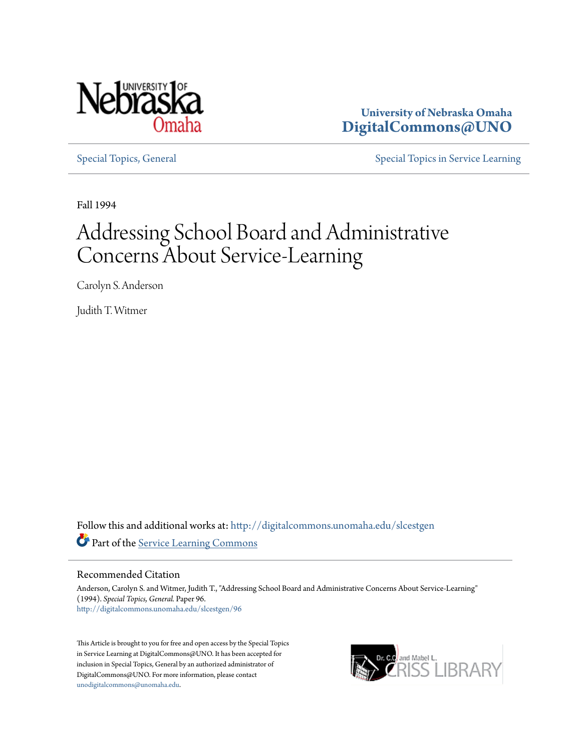University of Nebraska Omaha
**DigitalCommons@UNO**

Special Topics, General | Special Topics in Service Learning

Fall 1994

# Addressing School Board and Administrative Concerns About Service-Learning

Carolyn S. Anderson

Judith T. Witmer

Follow this and additional works at: http://digitalcommons.unomaha.edu/slcestgen

Part of the Service Learning Commons

## Recommended Citation

Anderson, Carolyn S. and Witmer, Judith T., "Addressing School Board and Administrative Concerns About Service-Learning" (1994). *Special Topics, General.* Paper 96.
http://digitalcommons.unomaha.edu/slcestgen/96

This Article is brought to you for free and open access by the Special Topics in Service Learning at DigitalCommons@UNO. It has been accepted for inclusion in Special Topics, General by an authorized administrator of DigitalCommons@UNO. For more information, please contact unodigitalcommons@unomaha.edu.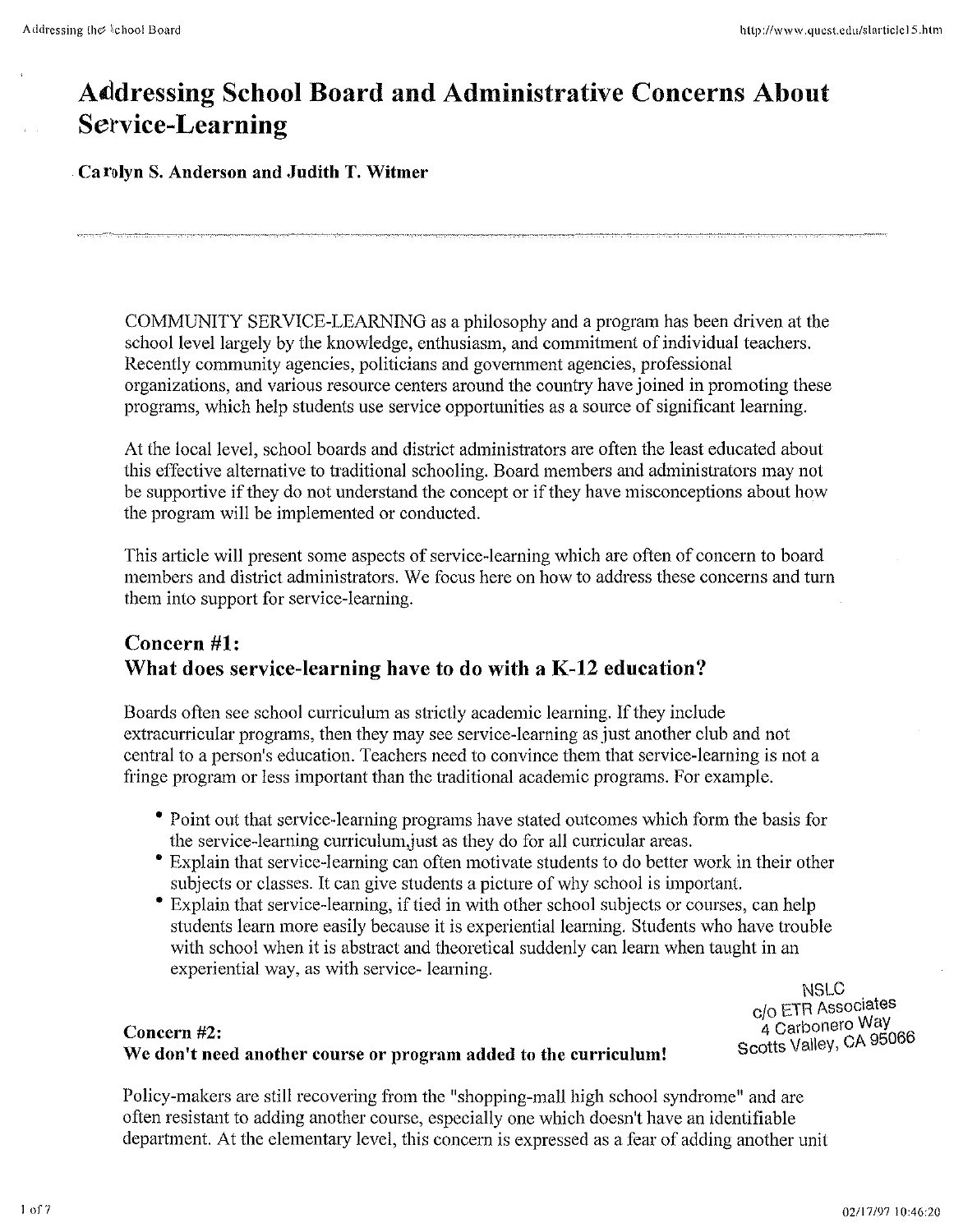# Addressing School Board and Administrative Concerns About Service-Learning

**Carolyn S. Anderson and Judith T. Witmer**

---

COMMUNITY SERVICE-LEARNING as a philosophy and a program has been driven at the school level largely by the knowledge, enthusiasm, and commitment of individual teachers. Recently community agencies, politicians and government agencies, professional organizations, and various resource centers around the country have joined in promoting these programs, which help students use service opportunities as a source of significant learning.

At the local level, school boards and district administrators are often the least educated about this effective alternative to traditional schooling. Board members and administrators may not be supportive if they do not understand the concept or if they have misconceptions about how the program will be implemented or conducted.

This article will present some aspects of service-learning which are often of concern to board members and district administrators. We focus here on how to address these concerns and turn them into support for service-learning.

## Concern #1: What does service-learning have to do with a K-12 education?

Boards often see school curriculum as strictly academic learning. If they include extracurricular programs, then they may see service-learning as just another club and not central to a person's education. Teachers need to convince them that service-learning is not a fringe program or less important than the traditional academic programs. For example.

- Point out that service-learning programs have stated outcomes which form the basis for the service-learning curriculum,just as they do for all curricular areas.
- Explain that service-learning can often motivate students to do better work in their other subjects or classes. It can give students a picture of why school is important.
- Explain that service-learning, if tied in with other school subjects or courses, can help students learn more easily because it is experiential learning. Students who have trouble with school when it is abstract and theoretical suddenly can learn when taught in an experiential way, as with service- learning.

NSLC
c/o ETR Associates
4 Carbonero Way
Scotts Valley, CA 95066

### Concern #2: We don't need another course or program added to the curriculum!

Policy-makers are still recovering from the "shopping-mall high school syndrome" and are often resistant to adding another course, especially one which doesn't have an identifiable department. At the elementary level, this concern is expressed as a fear of adding another unit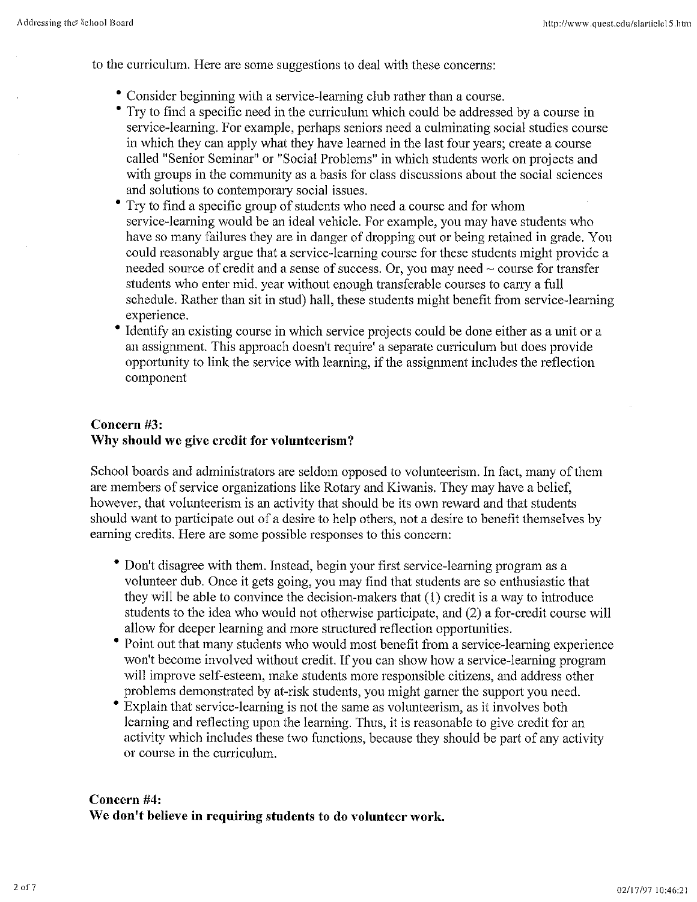to the curriculum. Here are some suggestions to deal with these concerns:

- Consider beginning with a service-learning club rather than a course.
- Try to find a specific need in the curriculum which could be addressed by a course in service-learning. For example, perhaps seniors need a culminating social studies course in which they can apply what they have learned in the last four years; create a course called "Senior Seminar" or "Social Problems" in which students work on projects and with groups in the community as a basis for class discussions about the social sciences and solutions to contemporary social issues.
- Try to find a specific group of students who need a course and for whom service-learning would be an ideal vehicle. For example, you may have students who have so many failures they are in danger of dropping out or being retained in grade. You could reasonably argue that a service-learning course for these students might provide a needed source of credit and a sense of success. Or, you may need ~ course for transfer students who enter mid. year without enough transferable courses to carry a full schedule. Rather than sit in stud) hall, these students might benefit from service-learning experience.
- Identify an existing course in which service projects could be done either as a unit or a an assignment. This approach doesn't require' a separate curriculum but does provide opportunity to link the service with learning, if the assignment includes the reflection component

**Concern #3:**
**Why should we give credit for volunteerism?**

School boards and administrators are seldom opposed to volunteerism. In fact, many of them are members of service organizations like Rotary and Kiwanis. They may have a belief, however, that volunteerism is an activity that should be its own reward and that students should want to participate out of a desire to help others, not a desire to benefit themselves by earning credits. Here are some possible responses to this concern:

- Don't disagree with them. Instead, begin your first service-learning program as a volunteer dub. Once it gets going, you may find that students are so enthusiastic that they will be able to convince the decision-makers that (1) credit is a way to introduce students to the idea who would not otherwise participate, and (2) a for-credit course will allow for deeper learning and more structured reflection opportunities.
- Point out that many students who would most benefit from a service-learning experience won't become involved without credit. If you can show how a service-learning program will improve self-esteem, make students more responsible citizens, and address other problems demonstrated by at-risk students, you might garner the support you need.
- Explain that service-learning is not the same as volunteerism, as it involves both learning and reflecting upon the learning. Thus, it is reasonable to give credit for an activity which includes these two functions, because they should be part of any activity or course in the curriculum.

**Concern #4:**
**We don't believe in requiring students to do volunteer work.**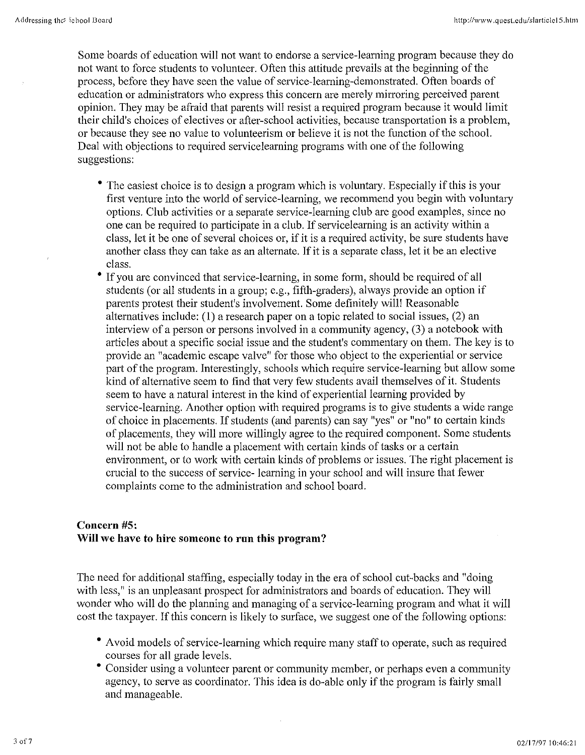Some boards of education will not want to endorse a service-learning program because they do not want to force students to volunteer. Often this attitude prevails at the beginning of the process, before they have seen the value of service-learning-demonstrated. Often boards of education or administrators who express this concern are merely mirroring perceived parent opinion. They may be afraid that parents will resist a required program because it would limit their child's choices of electives or after-school activities, because transportation is a problem, or because they see no value to volunteerism or believe it is not the function of the school. Deal with objections to required servicelearning programs with one of the following suggestions:

- The easiest choice is to design a program which is voluntary. Especially if this is your first venture into the world of service-learning, we recommend you begin with voluntary options. Club activities or a separate service-learning club are good examples, since no one can be required to participate in a club. If servicelearning is an activity within a class, let it be one of several choices or, if it is a required activity, be sure students have another class they can take as an alternate. If it is a separate class, let it be an elective class.
- If you are convinced that service-learning, in some form, should be required of all students (or all students in a group; e.g., fifth-graders), always provide an option if parents protest their student's involvement. Some definitely will! Reasonable alternatives include: (1) a research paper on a topic related to social issues, (2) an interview of a person or persons involved in a community agency, (3) a notebook with articles about a specific social issue and the student's commentary on them. The key is to provide an "academic escape valve" for those who object to the experiential or service part of the program. Interestingly, schools which require service-learning but allow some kind of alternative seem to find that very few students avail themselves of it. Students seem to have a natural interest in the kind of experiential learning provided by service-learning. Another option with required programs is to give students a wide range of choice in placements. If students (and parents) can say "yes" or "no" to certain kinds of placements, they will more willingly agree to the required component. Some students will not be able to handle a placement with certain kinds of tasks or a certain environment, or to work with certain kinds of problems or issues. The right placement is crucial to the success of service- learning in your school and will insure that fewer complaints come to the administration and school board.

**Concern #5:**
**Will we have to hire someone to run this program?**

The need for additional staffing, especially today in the era of school cut-backs and "doing with less," is an unpleasant prospect for administrators and boards of education. They will wonder who will do the planning and managing of a service-learning program and what it will cost the taxpayer. If this concern is likely to surface, we suggest one of the following options:

- Avoid models of service-learning which require many staff to operate, such as required courses for all grade levels.
- Consider using a volunteer parent or community member, or perhaps even a community agency, to serve as coordinator. This idea is do-able only if the program is fairly small and manageable.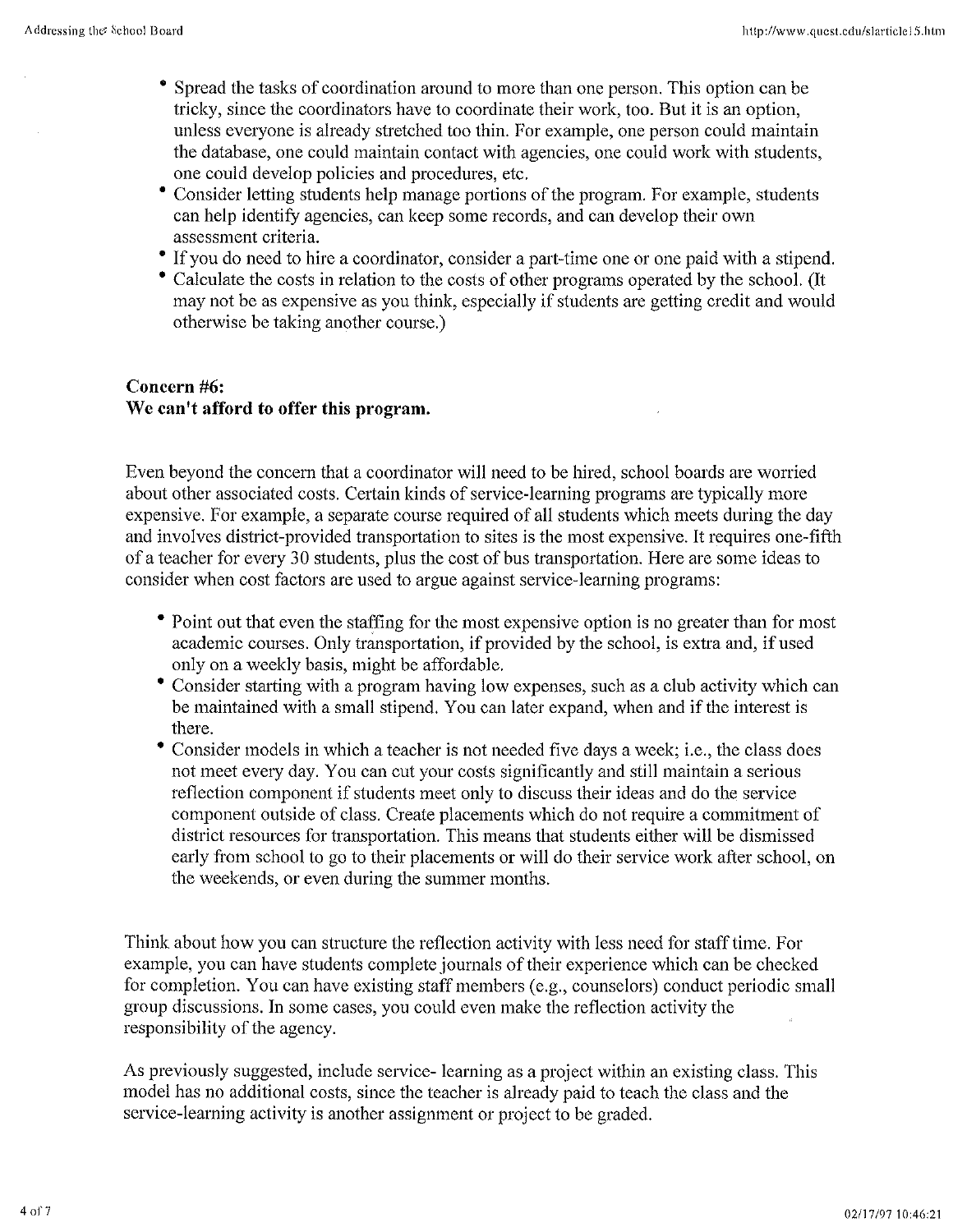- Spread the tasks of coordination around to more than one person. This option can be tricky, since the coordinators have to coordinate their work, too. But it is an option, unless everyone is already stretched too thin. For example, one person could maintain the database, one could maintain contact with agencies, one could work with students, one could develop policies and procedures, etc.
- Consider letting students help manage portions of the program. For example, students can help identify agencies, can keep some records, and can develop their own assessment criteria.
- If you do need to hire a coordinator, consider a part-time one or one paid with a stipend.
- Calculate the costs in relation to the costs of other programs operated by the school. (It may not be as expensive as you think, especially if students are getting credit and would otherwise be taking another course.)

**Concern #6:**
**We can't afford to offer this program.**

Even beyond the concern that a coordinator will need to be hired, school boards are worried about other associated costs. Certain kinds of service-learning programs are typically more expensive. For example, a separate course required of all students which meets during the day and involves district-provided transportation to sites is the most expensive. It requires one-fifth of a teacher for every 30 students, plus the cost of bus transportation. Here are some ideas to consider when cost factors are used to argue against service-learning programs:

- Point out that even the staffing for the most expensive option is no greater than for most academic courses. Only transportation, if provided by the school, is extra and, if used only on a weekly basis, might be affordable.
- Consider starting with a program having low expenses, such as a club activity which can be maintained with a small stipend. You can later expand, when and if the interest is there.
- Consider models in which a teacher is not needed five days a week; i.e., the class does not meet every day. You can cut your costs significantly and still maintain a serious reflection component if students meet only to discuss their ideas and do the service component outside of class. Create placements which do not require a commitment of district resources for transportation. This means that students either will be dismissed early from school to go to their placements or will do their service work after school, on the weekends, or even during the summer months.

Think about how you can structure the reflection activity with less need for staff time. For example, you can have students complete journals of their experience which can be checked for completion. You can have existing staff members (e.g., counselors) conduct periodic small group discussions. In some cases, you could even make the reflection activity the responsibility of the agency.

As previously suggested, include service- learning as a project within an existing class. This model has no additional costs, since the teacher is already paid to teach the class and the service-learning activity is another assignment or project to be graded.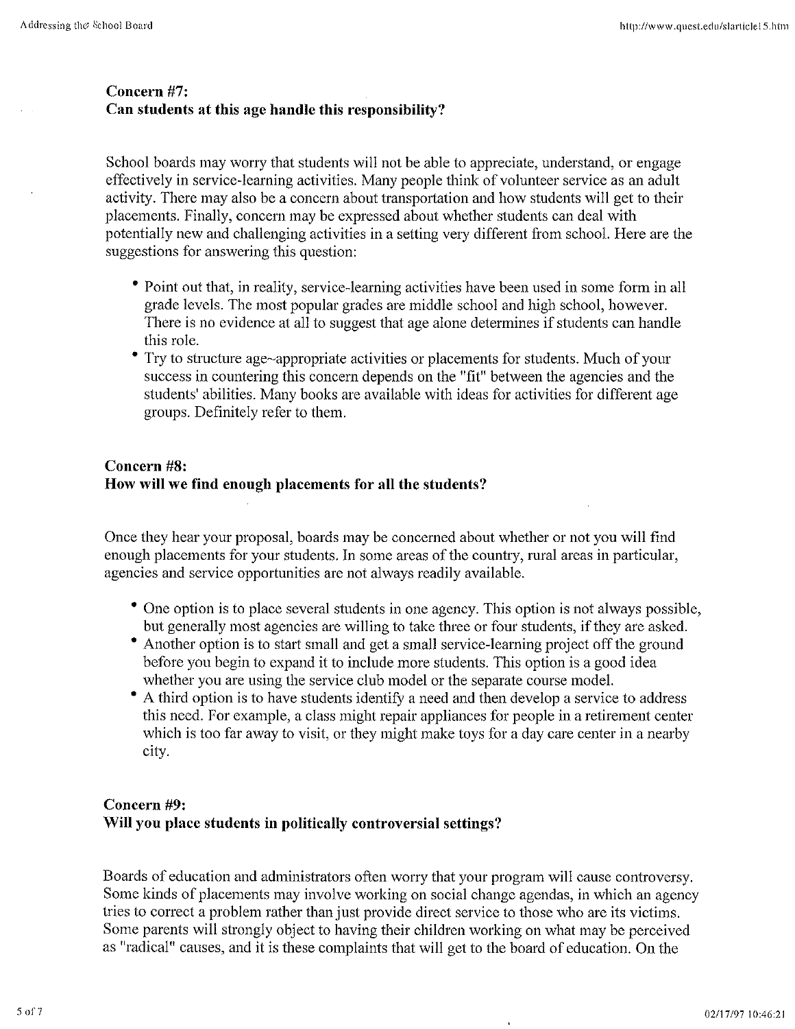### Concern #7:
### Can students at this age handle this responsibility?

School boards may worry that students will not be able to appreciate, understand, or engage effectively in service-learning activities. Many people think of volunteer service as an adult activity. There may also be a concern about transportation and how students will get to their placements. Finally, concern may be expressed about whether students can deal with potentially new and challenging activities in a setting very different from school. Here are the suggestions for answering this question:

- Point out that, in reality, service-learning activities have been used in some form in all grade levels. The most popular grades are middle school and high school, however. There is no evidence at all to suggest that age alone determines if students can handle this role.
- Try to structure age~appropriate activities or placements for students. Much of your success in countering this concern depends on the "fit" between the agencies and the students' abilities. Many books are available with ideas for activities for different age groups. Definitely refer to them.

### Concern #8:
### How will we find enough placements for all the students?

Once they hear your proposal, boards may be concerned about whether or not you will find enough placements for your students. In some areas of the country, rural areas in particular, agencies and service opportunities are not always readily available.

- One option is to place several students in one agency. This option is not always possible, but generally most agencies are willing to take three or four students, if they are asked.
- Another option is to start small and get a small service-learning project off the ground before you begin to expand it to include more students. This option is a good idea whether you are using the service club model or the separate course model.
- A third option is to have students identify a need and then develop a service to address this need. For example, a class might repair appliances for people in a retirement center which is too far away to visit, or they might make toys for a day care center in a nearby city.

### Concern #9:
### Will you place students in politically controversial settings?

Boards of education and administrators often worry that your program will cause controversy. Some kinds of placements may involve working on social change agendas, in which an agency tries to correct a problem rather than just provide direct service to those who are its victims. Some parents will strongly object to having their children working on what may be perceived as "radical" causes, and it is these complaints that will get to the board of education. On the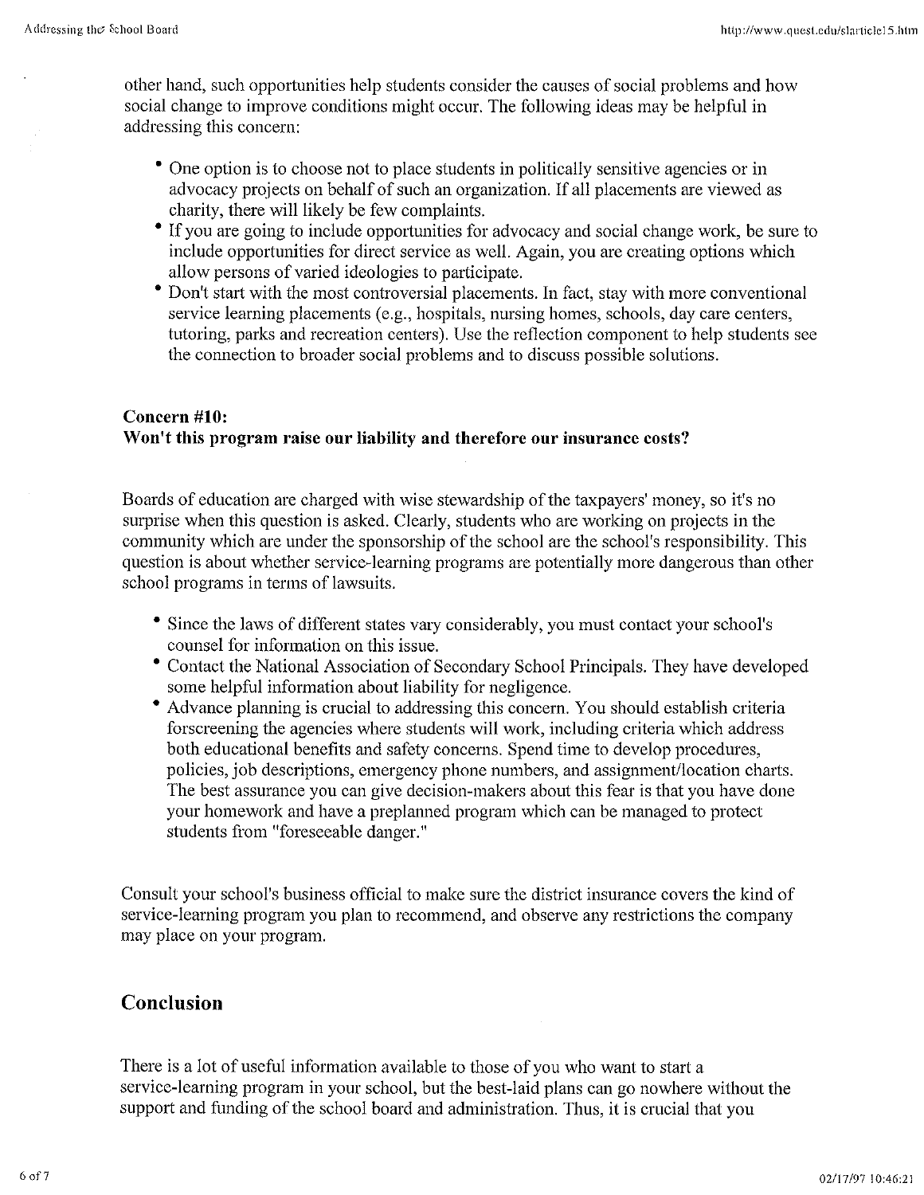other hand, such opportunities help students consider the causes of social problems and how social change to improve conditions might occur. The following ideas may be helpful in addressing this concern:

- One option is to choose not to place students in politically sensitive agencies or in advocacy projects on behalf of such an organization. If all placements are viewed as charity, there will likely be few complaints.
- If you are going to include opportunities for advocacy and social change work, be sure to include opportunities for direct service as well. Again, you are creating options which allow persons of varied ideologies to participate.
- Don't start with the most controversial placements. In fact, stay with more conventional service learning placements (e.g., hospitals, nursing homes, schools, day care centers, tutoring, parks and recreation centers). Use the reflection component to help students see the connection to broader social problems and to discuss possible solutions.

**Concern #10:**
**Won't this program raise our liability and therefore our insurance costs?**

Boards of education are charged with wise stewardship of the taxpayers' money, so it's no surprise when this question is asked. Clearly, students who are working on projects in the community which are under the sponsorship of the school are the school's responsibility. This question is about whether service-learning programs are potentially more dangerous than other school programs in terms of lawsuits.

- Since the laws of different states vary considerably, you must contact your school's counsel for information on this issue.
- Contact the National Association of Secondary School Principals. They have developed some helpful information about liability for negligence.
- Advance planning is crucial to addressing this concern. You should establish criteria forscreening the agencies where students will work, including criteria which address both educational benefits and safety concerns. Spend time to develop procedures, policies, job descriptions, emergency phone numbers, and assignment/location charts. The best assurance you can give decision-makers about this fear is that you have done your homework and have a preplanned program which can be managed to protect students from "foreseeable danger."

Consult your school's business official to make sure the district insurance covers the kind of service-learning program you plan to recommend, and observe any restrictions the company may place on your program.

## Conclusion

There is a lot of useful information available to those of you who want to start a service-learning program in your school, but the best-laid plans can go nowhere without the support and funding of the school board and administration. Thus, it is crucial that you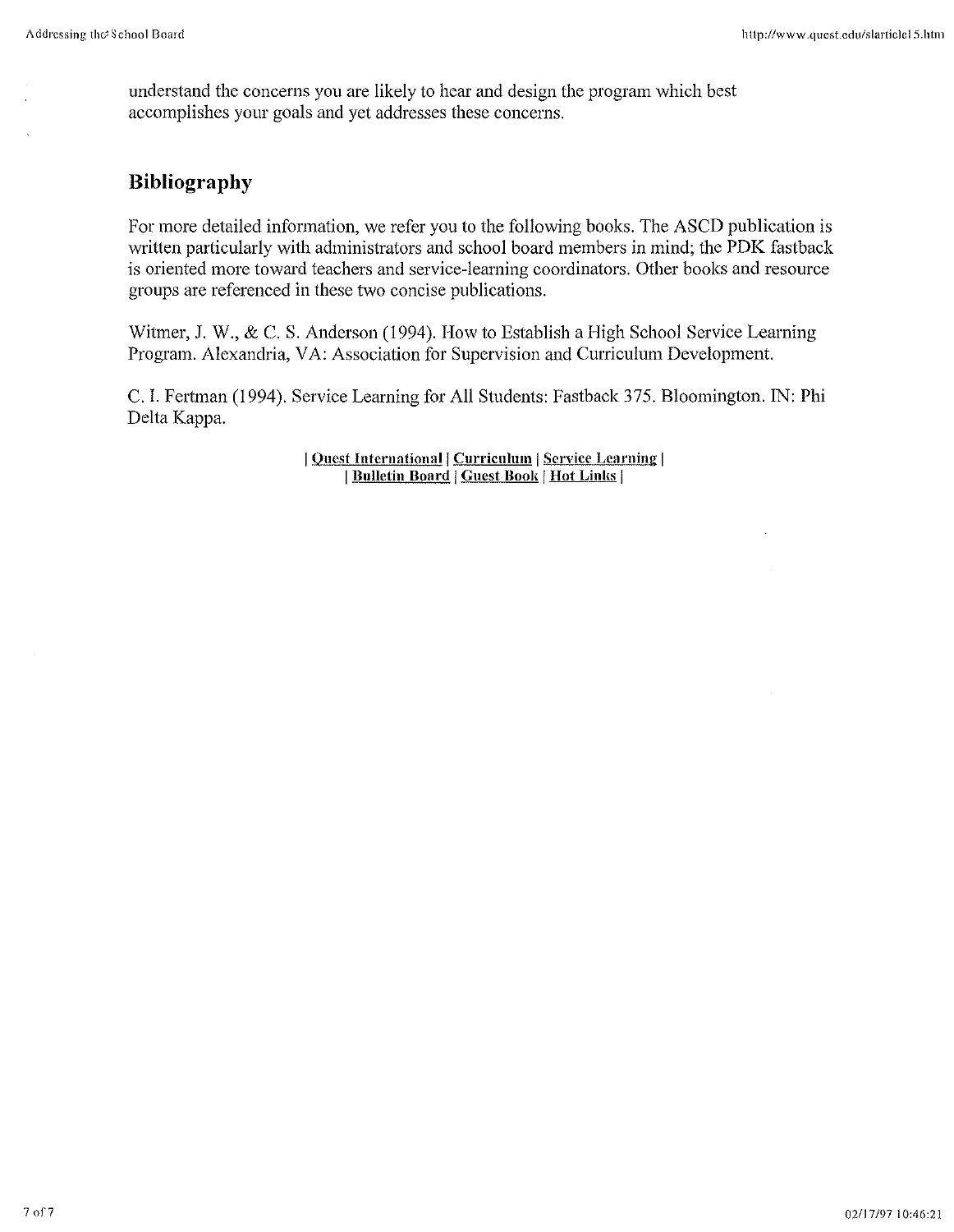understand the concerns you are likely to hear and design the program which best accomplishes your goals and yet addresses these concerns.

## Bibliography

For more detailed information, we refer you to the following books. The ASCD publication is written particularly with administrators and school board members in mind; the PDK fastback is oriented more toward teachers and service-learning coordinators. Other books and resource groups are referenced in these two concise publications.

Witmer, J. W., & C. S. Anderson (1994). How to Establish a High School Service Learning Program. Alexandria, VA: Association for Supervision and Curriculum Development.

C. I. Fertman (1994). Service Learning for All Students: Fastback 375. Bloomington. IN: Phi Delta Kappa.

| **Quest International** | **Curriculum** | **Service Learning** |
| **Bulletin Board** | **Guest Book** | **Hot Links** |